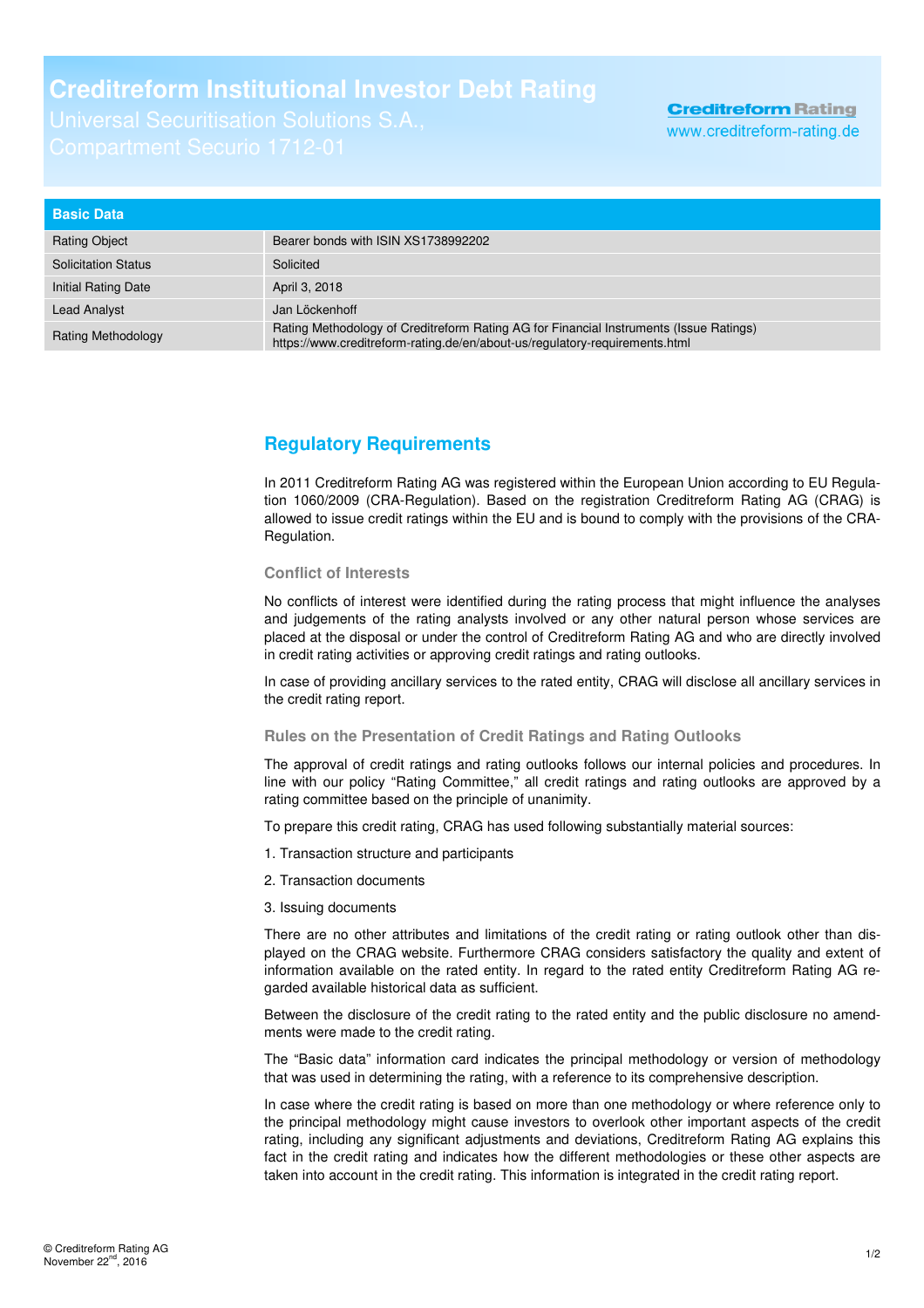# Creditreform Institutional Investor Debt Rating

Universal Securitisation Solutions S.A., Compartment Securio 1712-01

Creditreform Rating
www.creditreform-rating.de

| Basic Data | |
|---|---|
| Rating Object | Bearer bonds with ISIN XS1738992202 |
| Solicitation Status | Solicited |
| Initial Rating Date | April 3, 2018 |
| Lead Analyst | Jan Löckenhoff |
| Rating Methodology | Rating Methodology of Creditreform Rating AG for Financial Instruments (Issue Ratings) https://www.creditreform-rating.de/en/about-us/regulatory-requirements.html |

## Regulatory Requirements

In 2011 Creditreform Rating AG was registered within the European Union according to EU Regulation 1060/2009 (CRA-Regulation). Based on the registration Creditreform Rating AG (CRAG) is allowed to issue credit ratings within the EU and is bound to comply with the provisions of the CRA-Regulation.

### Conflict of Interests

No conflicts of interest were identified during the rating process that might influence the analyses and judgements of the rating analysts involved or any other natural person whose services are placed at the disposal or under the control of Creditreform Rating AG and who are directly involved in credit rating activities or approving credit ratings and rating outlooks.

In case of providing ancillary services to the rated entity, CRAG will disclose all ancillary services in the credit rating report.

### Rules on the Presentation of Credit Ratings and Rating Outlooks

The approval of credit ratings and rating outlooks follows our internal policies and procedures. In line with our policy "Rating Committee," all credit ratings and rating outlooks are approved by a rating committee based on the principle of unanimity.

To prepare this credit rating, CRAG has used following substantially material sources:

1. Transaction structure and participants
2. Transaction documents
3. Issuing documents

There are no other attributes and limitations of the credit rating or rating outlook other than displayed on the CRAG website. Furthermore CRAG considers satisfactory the quality and extent of information available on the rated entity. In regard to the rated entity Creditreform Rating AG regarded available historical data as sufficient.

Between the disclosure of the credit rating to the rated entity and the public disclosure no amendments were made to the credit rating.

The "Basic data" information card indicates the principal methodology or version of methodology that was used in determining the rating, with a reference to its comprehensive description.

In case where the credit rating is based on more than one methodology or where reference only to the principal methodology might cause investors to overlook other important aspects of the credit rating, including any significant adjustments and deviations, Creditreform Rating AG explains this fact in the credit rating and indicates how the different methodologies or these other aspects are taken into account in the credit rating. This information is integrated in the credit rating report.

© Creditreform Rating AG
November 22nd, 2016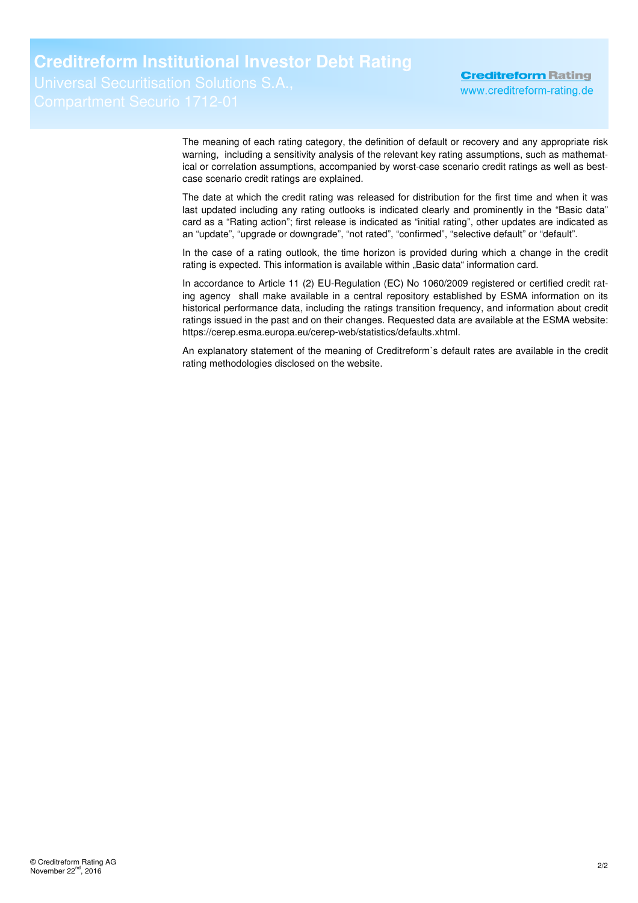The meaning of each rating category, the definition of default or recovery and any appropriate risk warning, including a sensitivity analysis of the relevant key rating assumptions, such as mathematical or correlation assumptions, accompanied by worst-case scenario credit ratings as well as best-case scenario credit ratings are explained.

The date at which the credit rating was released for distribution for the first time and when it was last updated including any rating outlooks is indicated clearly and prominently in the "Basic data" card as a "Rating action"; first release is indicated as "initial rating", other updates are indicated as an "update", "upgrade or downgrade", "not rated", "confirmed", "selective default" or "default".

In the case of a rating outlook, the time horizon is provided during which a change in the credit rating is expected. This information is available within „Basic data" information card.

In accordance to Article 11 (2) EU-Regulation (EC) No 1060/2009 registered or certified credit rating agency shall make available in a central repository established by ESMA information on its historical performance data, including the ratings transition frequency, and information about credit ratings issued in the past and on their changes. Requested data are available at the ESMA website: https://cerep.esma.europa.eu/cerep-web/statistics/defaults.xhtml.

An explanatory statement of the meaning of Creditreform`s default rates are available in the credit rating methodologies disclosed on the website.